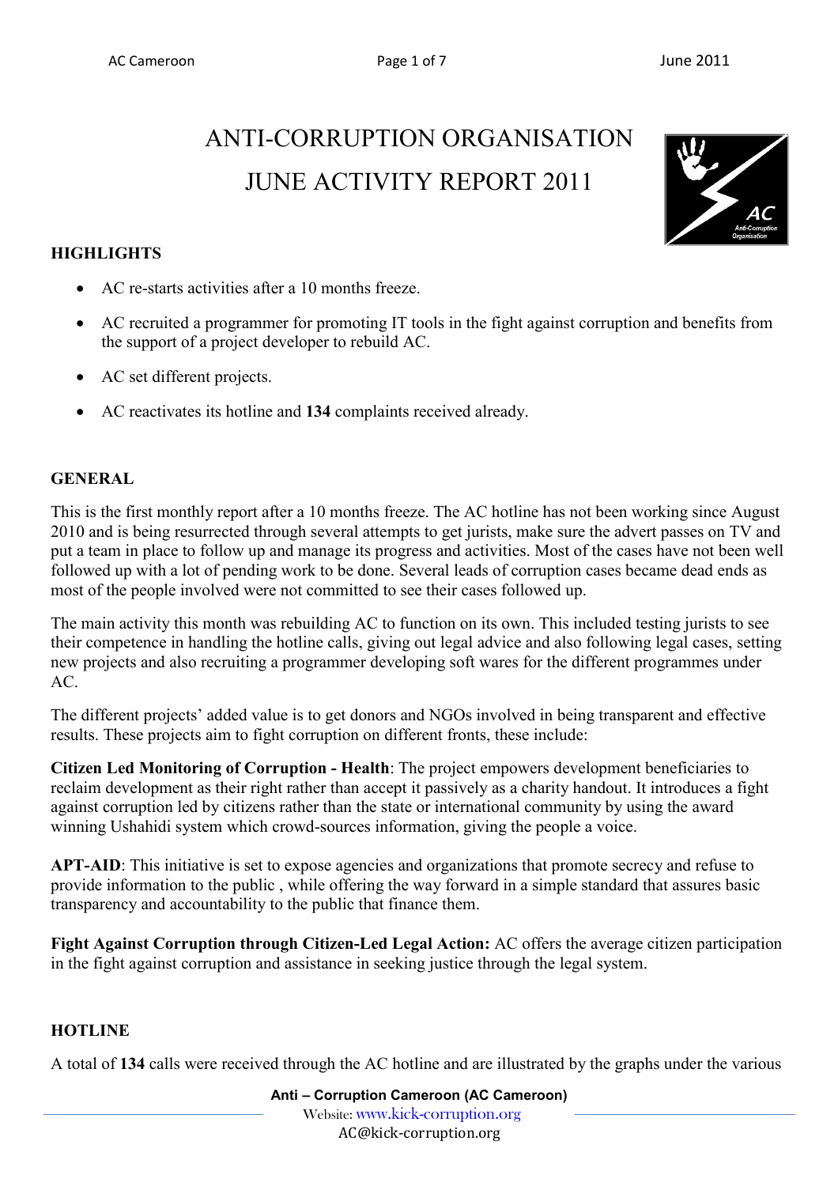# ANTI-CORRUPTION ORGANISATION
# JUNE ACTIVITY REPORT 2011

## HIGHLIGHTS

- AC re-starts activities after a 10 months freeze.
- AC recruited a programmer for promoting IT tools in the fight against corruption and benefits from the support of a project developer to rebuild AC.
- AC set different projects.
- AC reactivates its hotline and **134** complaints received already.

## GENERAL

This is the first monthly report after a 10 months freeze. The AC hotline has not been working since August 2010 and is being resurrected through several attempts to get jurists, make sure the advert passes on TV and put a team in place to follow up and manage its progress and activities. Most of the cases have not been well followed up with a lot of pending work to be done. Several leads of corruption cases became dead ends as most of the people involved were not committed to see their cases followed up.

The main activity this month was rebuilding AC to function on its own. This included testing jurists to see their competence in handling the hotline calls, giving out legal advice and also following legal cases, setting new projects and also recruiting a programmer developing soft wares for the different programmes under AC.

The different projects' added value is to get donors and NGOs involved in being transparent and effective results. These projects aim to fight corruption on different fronts, these include:

**Citizen Led Monitoring of Corruption - Health**: The project empowers development beneficiaries to reclaim development as their right rather than accept it passively as a charity handout. It introduces a fight against corruption led by citizens rather than the state or international community by using the award winning Ushahidi system which crowd-sources information, giving the people a voice.

**APT-AID**: This initiative is set to expose agencies and organizations that promote secrecy and refuse to provide information to the public , while offering the way forward in a simple standard that assures basic transparency and accountability to the public that finance them.

**Fight Against Corruption through Citizen-Led Legal Action:** AC offers the average citizen participation in the fight against corruption and assistance in seeking justice through the legal system.

## HOTLINE

A total of **134** calls were received through the AC hotline and are illustrated by the graphs under the various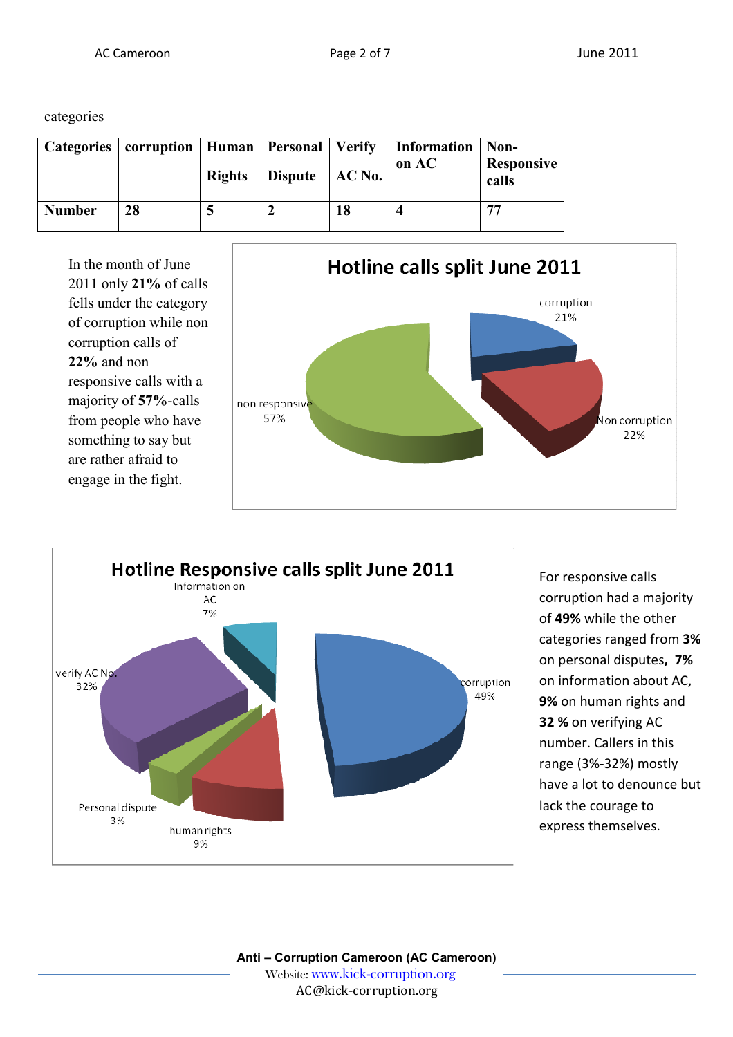categories

| Categories | corruption | Human Rights | Personal Dispute | Verify AC No. | Information on AC | Non-Responsive calls |
|---|---|---|---|---|---|---|
| Number | 28 | 5 | 2 | 18 | 4 | 77 |

In the month of June 2011 only **21%** of calls fells under the category of corruption while non corruption calls of **22%** and non responsive calls with a majority of **57%**-calls from people who have something to say but are rather afraid to engage in the fight.

Hotline calls split June 2011

corruption 21%

Non corruption 22%

non responsive 57%

Hotline Responsive calls split June 2011

Information on AC 7%

corruption 49%

verify AC No. 32%

Personal dispute 3%

human rights 9%

For responsive calls corruption had a majority of **49%** while the other categories ranged from **3%** on personal disputes**, 7%** on information about AC, **9%** on human rights and **32 %** on verifying AC number. Callers in this range (3%-32%) mostly have a lot to denounce but lack the courage to express themselves.

**Anti – Corruption Cameroon (AC Cameroon)**

Website: www.kick-corruption.org

AC@kick-corruption.org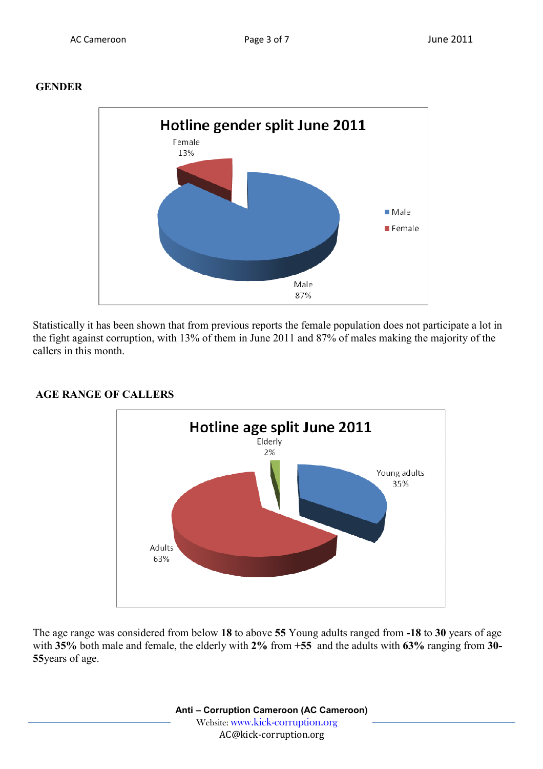## GENDER

**Hotline gender split June 2011**

- Female 13%
- Male 87%

Statistically it has been shown that from previous reports the female population does not participate a lot in the fight against corruption, with 13% of them in June 2011 and 87% of males making the majority of the callers in this month.

## AGE RANGE OF CALLERS

**Hotline age split June 2011**

- Elderly 2%
- Young adults 35%
- Adults 63%

The age range was considered from below **18** to above **55** Young adults ranged from **-18** to **30** years of age with **35%** both male and female, the elderly with **2%** from **+55** and the adults with **63%** ranging from **30-55**years of age.

**Anti – Corruption Cameroon (AC Cameroon)**
Website: www.kick-corruption.org
AC@kick-corruption.org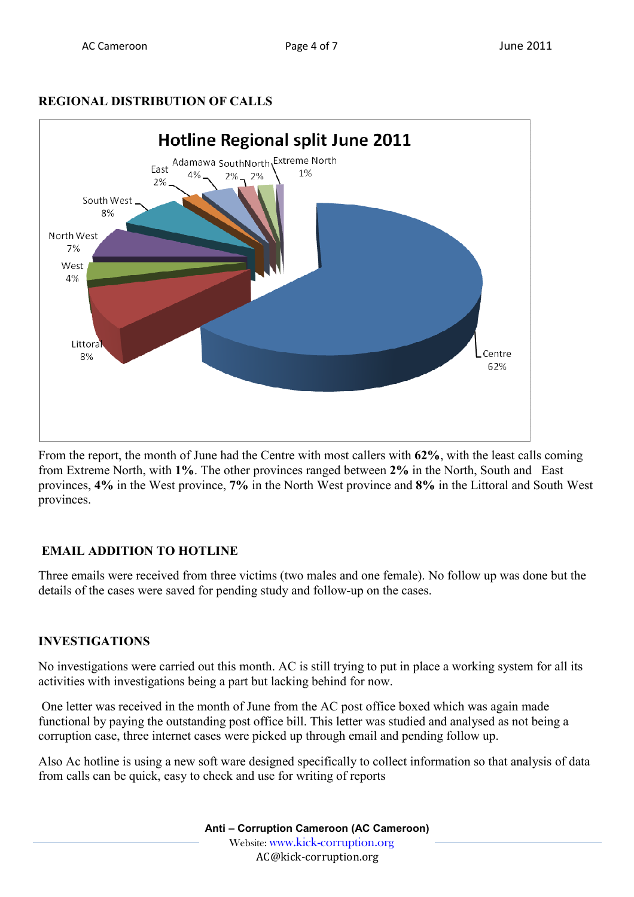## REGIONAL DISTRIBUTION OF CALLS

**Hotline Regional split June 2011**

| Region | Share |
|---|---|
| Centre | 62% |
| Littoral | 8% |
| West | 4% |
| North West | 7% |
| South West | 8% |
| East | 2% |
| Adamawa | 4% |
| South | 2% |
| North | 2% |
| Extreme North | 1% |

From the report, the month of June had the Centre with most callers with **62%**, with the least calls coming from Extreme North, with **1%**. The other provinces ranged between **2%** in the North, South and East provinces, **4%** in the West province, **7%** in the North West province and **8%** in the Littoral and South West provinces.

## EMAIL ADDITION TO HOTLINE

Three emails were received from three victims (two males and one female). No follow up was done but the details of the cases were saved for pending study and follow-up on the cases.

## INVESTIGATIONS

No investigations were carried out this month. AC is still trying to put in place a working system for all its activities with investigations being a part but lacking behind for now.

One letter was received in the month of June from the AC post office boxed which was again made functional by paying the outstanding post office bill. This letter was studied and analysed as not being a corruption case, three internet cases were picked up through email and pending follow up.

Also Ac hotline is using a new soft ware designed specifically to collect information so that analysis of data from calls can be quick, easy to check and use for writing of reports

**Anti – Corruption Cameroon (AC Cameroon)**
Website: www.kick-corruption.org
AC@kick-corruption.org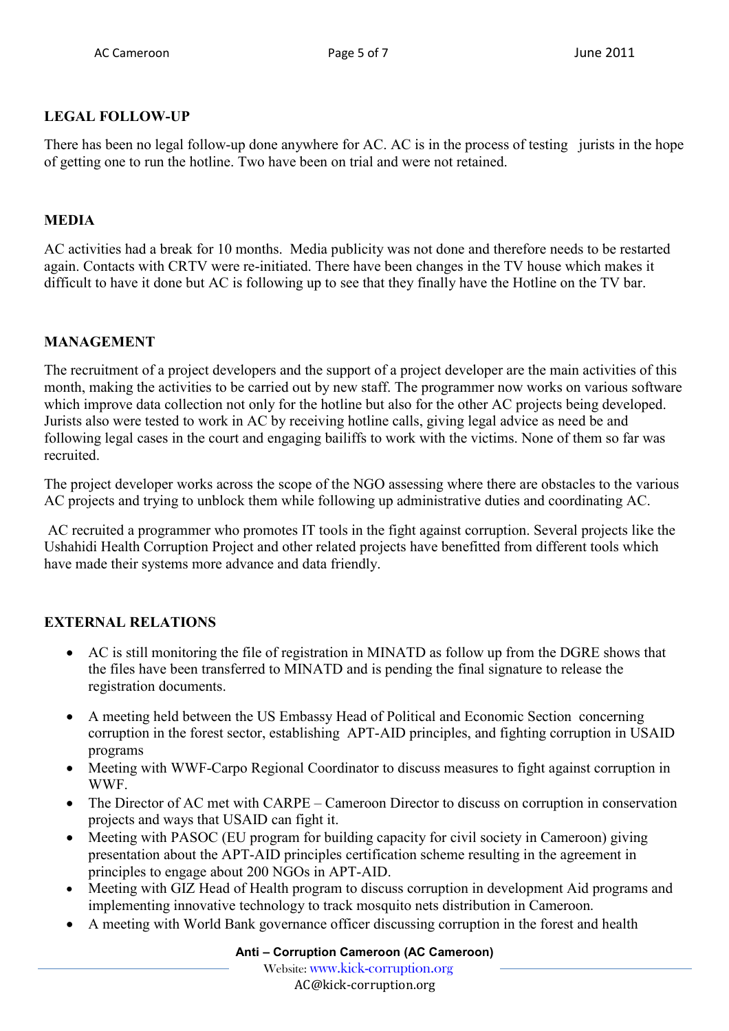## LEGAL FOLLOW-UP

There has been no legal follow-up done anywhere for AC. AC is in the process of testing jurists in the hope of getting one to run the hotline. Two have been on trial and were not retained.

## MEDIA

AC activities had a break for 10 months. Media publicity was not done and therefore needs to be restarted again. Contacts with CRTV were re-initiated. There have been changes in the TV house which makes it difficult to have it done but AC is following up to see that they finally have the Hotline on the TV bar.

## MANAGEMENT

The recruitment of a project developers and the support of a project developer are the main activities of this month, making the activities to be carried out by new staff. The programmer now works on various software which improve data collection not only for the hotline but also for the other AC projects being developed. Jurists also were tested to work in AC by receiving hotline calls, giving legal advice as need be and following legal cases in the court and engaging bailiffs to work with the victims. None of them so far was recruited.

The project developer works across the scope of the NGO assessing where there are obstacles to the various AC projects and trying to unblock them while following up administrative duties and coordinating AC.

AC recruited a programmer who promotes IT tools in the fight against corruption. Several projects like the Ushahidi Health Corruption Project and other related projects have benefitted from different tools which have made their systems more advance and data friendly.

## EXTERNAL RELATIONS

- AC is still monitoring the file of registration in MINATD as follow up from the DGRE shows that the files have been transferred to MINATD and is pending the final signature to release the registration documents.

- A meeting held between the US Embassy Head of Political and Economic Section concerning corruption in the forest sector, establishing APT-AID principles, and fighting corruption in USAID programs
- Meeting with WWF-Carpo Regional Coordinator to discuss measures to fight against corruption in WWF.
- The Director of AC met with CARPE – Cameroon Director to discuss on corruption in conservation projects and ways that USAID can fight it.
- Meeting with PASOC (EU program for building capacity for civil society in Cameroon) giving presentation about the APT-AID principles certification scheme resulting in the agreement in principles to engage about 200 NGOs in APT-AID.
- Meeting with GIZ Head of Health program to discuss corruption in development Aid programs and implementing innovative technology to track mosquito nets distribution in Cameroon.
- A meeting with World Bank governance officer discussing corruption in the forest and health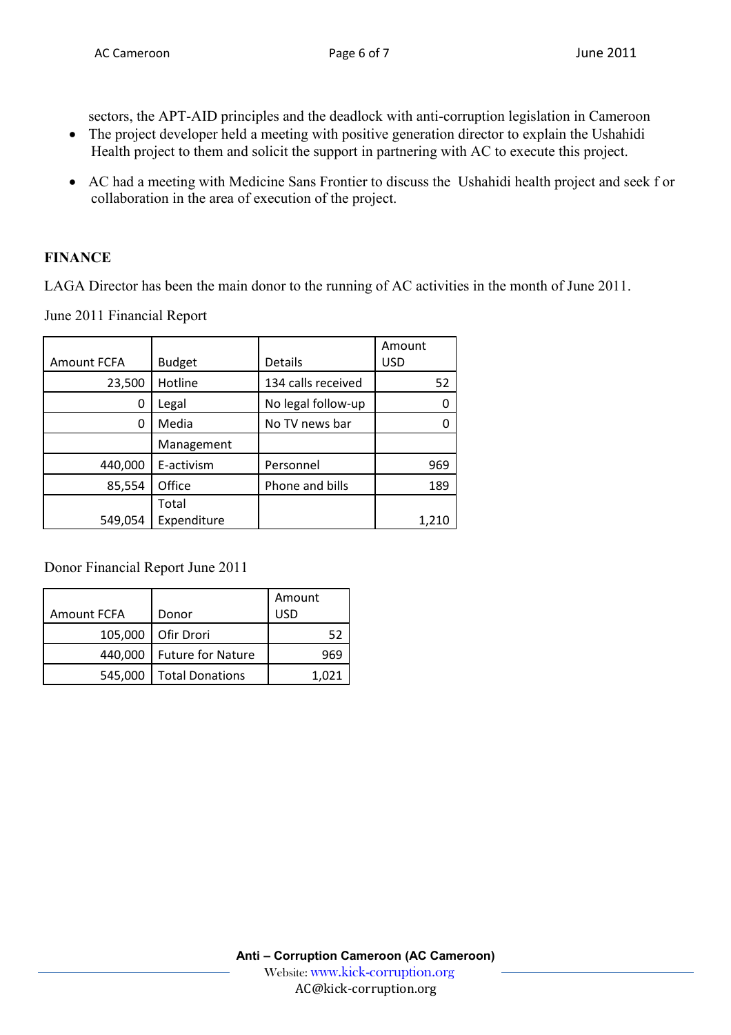sectors, the APT-AID principles and the deadlock with anti-corruption legislation in Cameroon

- The project developer held a meeting with positive generation director to explain the Ushahidi Health project to them and solicit the support in partnering with AC to execute this project.
- AC had a meeting with Medicine Sans Frontier to discuss the Ushahidi health project and seek f or collaboration in the area of execution of the project.

**FINANCE**

LAGA Director has been the main donor to the running of AC activities in the month of June 2011.

June 2011 Financial Report

| Amount FCFA | Budget | Details | Amount USD |
|---|---|---|---|
| 23,500 | Hotline | 134 calls received | 52 |
| 0 | Legal | No legal follow-up | 0 |
| 0 | Media | No TV news bar | 0 |
| | Management | | |
| 440,000 | E-activism | Personnel | 969 |
| 85,554 | Office | Phone and bills | 189 |
| 549,054 | Total Expenditure | | 1,210 |

Donor Financial Report June 2011

| Amount FCFA | Donor | Amount USD |
|---|---|---|
| 105,000 | Ofir Drori | 52 |
| 440,000 | Future for Nature | 969 |
| 545,000 | Total Donations | 1,021 |

**Anti – Corruption Cameroon (AC Cameroon)**
Website: www.kick-corruption.org
AC@kick-corruption.org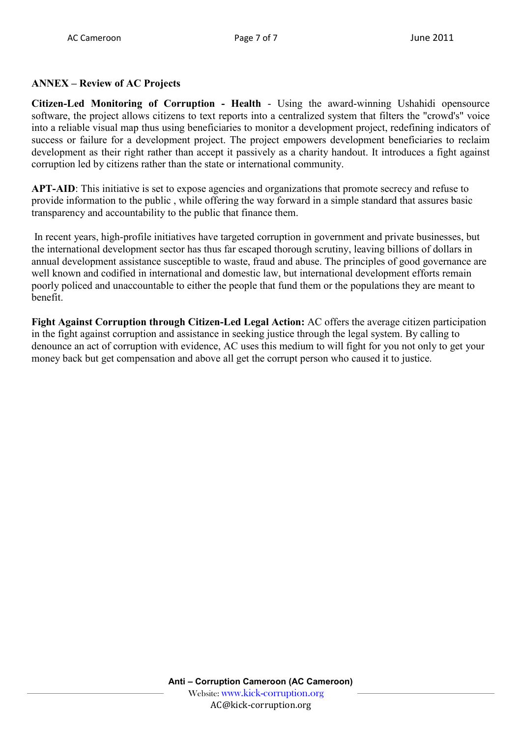**ANNEX – Review of AC Projects**

**Citizen-Led Monitoring of Corruption - Health** - Using the award-winning Ushahidi opensource software, the project allows citizens to text reports into a centralized system that filters the "crowd's" voice into a reliable visual map thus using beneficiaries to monitor a development project, redefining indicators of success or failure for a development project. The project empowers development beneficiaries to reclaim development as their right rather than accept it passively as a charity handout. It introduces a fight against corruption led by citizens rather than the state or international community.

**APT-AID**: This initiative is set to expose agencies and organizations that promote secrecy and refuse to provide information to the public , while offering the way forward in a simple standard that assures basic transparency and accountability to the public that finance them.

In recent years, high-profile initiatives have targeted corruption in government and private businesses, but the international development sector has thus far escaped thorough scrutiny, leaving billions of dollars in annual development assistance susceptible to waste, fraud and abuse. The principles of good governance are well known and codified in international and domestic law, but international development efforts remain poorly policed and unaccountable to either the people that fund them or the populations they are meant to benefit.

**Fight Against Corruption through Citizen-Led Legal Action:** AC offers the average citizen participation in the fight against corruption and assistance in seeking justice through the legal system. By calling to denounce an act of corruption with evidence, AC uses this medium to will fight for you not only to get your money back but get compensation and above all get the corrupt person who caused it to justice.

**Anti – Corruption Cameroon (AC Cameroon)**
Website: www.kick-corruption.org
AC@kick-corruption.org